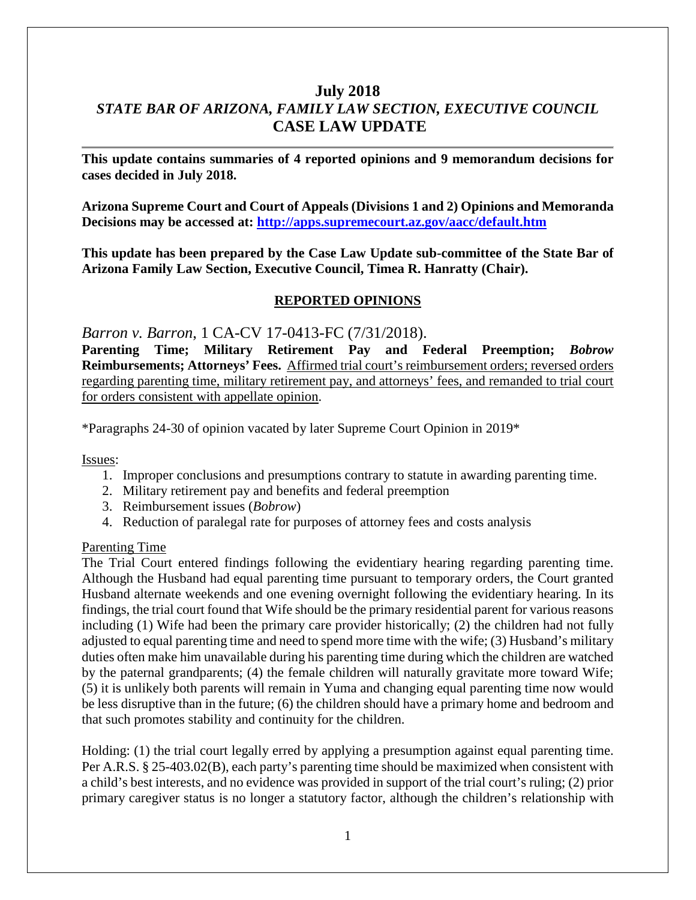# July 2018
## *STATE BAR OF ARIZONA, FAMILY LAW SECTION, EXECUTIVE COUNCIL*
## CASE LAW UPDATE

---

**This update contains summaries of 4 reported opinions and 9 memorandum decisions for cases decided in July 2018.**

**Arizona Supreme Court and Court of Appeals (Divisions 1 and 2) Opinions and Memoranda Decisions may be accessed at: [http://apps.supremecourt.az.gov/aacc/default.htm](http://apps.supremecourt.az.gov/aacc/default.htm)**

**This update has been prepared by the Case Law Update sub-committee of the State Bar of Arizona Family Law Section, Executive Council, Timea R. Hanratty (Chair).**

## REPORTED OPINIONS

*Barron v. Barron*, 1 CA-CV 17-0413-FC (7/31/2018).

**Parenting Time; Military Retirement Pay and Federal Preemption; *Bobrow* Reimbursements; Attorneys' Fees.** <u>Affirmed trial court's reimbursement orders; reversed orders regarding parenting time, military retirement pay, and attorneys' fees, and remanded to trial court for orders consistent with appellate opinion</u>.

*Paragraphs 24-30 of opinion vacated by later Supreme Court Opinion in 2019*

<u>Issues</u>:

1. Improper conclusions and presumptions contrary to statute in awarding parenting time.
2. Military retirement pay and benefits and federal preemption
3. Reimbursement issues (*Bobrow*)
4. Reduction of paralegal rate for purposes of attorney fees and costs analysis

<u>Parenting Time</u>

The Trial Court entered findings following the evidentiary hearing regarding parenting time. Although the Husband had equal parenting time pursuant to temporary orders, the Court granted Husband alternate weekends and one evening overnight following the evidentiary hearing. In its findings, the trial court found that Wife should be the primary residential parent for various reasons including (1) Wife had been the primary care provider historically; (2) the children had not fully adjusted to equal parenting time and need to spend more time with the wife; (3) Husband's military duties often make him unavailable during his parenting time during which the children are watched by the paternal grandparents; (4) the female children will naturally gravitate more toward Wife; (5) it is unlikely both parents will remain in Yuma and changing equal parenting time now would be less disruptive than in the future; (6) the children should have a primary home and bedroom and that such promotes stability and continuity for the children.

Holding: (1) the trial court legally erred by applying a presumption against equal parenting time. Per A.R.S. § 25-403.02(B), each party's parenting time should be maximized when consistent with a child's best interests, and no evidence was provided in support of the trial court's ruling; (2) prior primary caregiver status is no longer a statutory factor, although the children's relationship with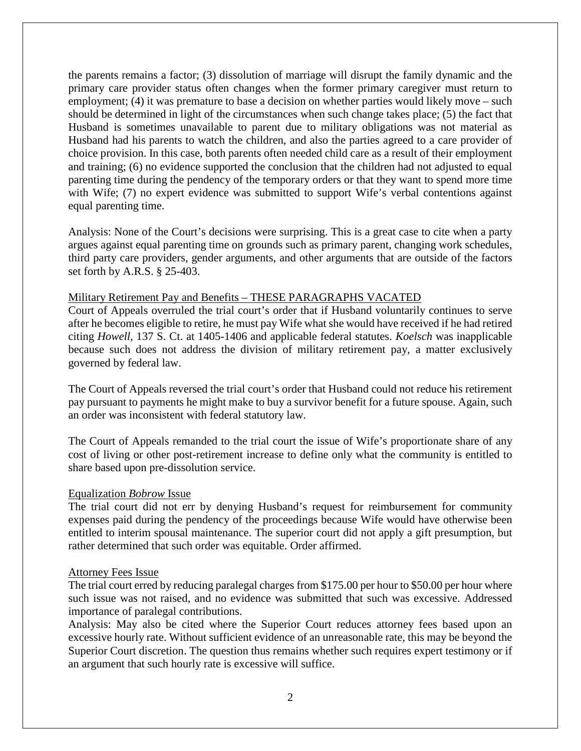the parents remains a factor; (3) dissolution of marriage will disrupt the family dynamic and the primary care provider status often changes when the former primary caregiver must return to employment; (4) it was premature to base a decision on whether parties would likely move – such should be determined in light of the circumstances when such change takes place; (5) the fact that Husband is sometimes unavailable to parent due to military obligations was not material as Husband had his parents to watch the children, and also the parties agreed to a care provider of choice provision. In this case, both parents often needed child care as a result of their employment and training; (6) no evidence supported the conclusion that the children had not adjusted to equal parenting time during the pendency of the temporary orders or that they want to spend more time with Wife; (7) no expert evidence was submitted to support Wife's verbal contentions against equal parenting time.

Analysis: None of the Court's decisions were surprising. This is a great case to cite when a party argues against equal parenting time on grounds such as primary parent, changing work schedules, third party care providers, gender arguments, and other arguments that are outside of the factors set forth by A.R.S. § 25-403.

Military Retirement Pay and Benefits – THESE PARAGRAPHS VACATED

Court of Appeals overruled the trial court's order that if Husband voluntarily continues to serve after he becomes eligible to retire, he must pay Wife what she would have received if he had retired citing *Howell*, 137 S. Ct. at 1405-1406 and applicable federal statutes. *Koelsch* was inapplicable because such does not address the division of military retirement pay, a matter exclusively governed by federal law.

The Court of Appeals reversed the trial court's order that Husband could not reduce his retirement pay pursuant to payments he might make to buy a survivor benefit for a future spouse. Again, such an order was inconsistent with federal statutory law.

The Court of Appeals remanded to the trial court the issue of Wife's proportionate share of any cost of living or other post-retirement increase to define only what the community is entitled to share based upon pre-dissolution service.

Equalization *Bobrow* Issue

The trial court did not err by denying Husband's request for reimbursement for community expenses paid during the pendency of the proceedings because Wife would have otherwise been entitled to interim spousal maintenance. The superior court did not apply a gift presumption, but rather determined that such order was equitable. Order affirmed.

Attorney Fees Issue

The trial court erred by reducing paralegal charges from \$175.00 per hour to \$50.00 per hour where such issue was not raised, and no evidence was submitted that such was excessive. Addressed importance of paralegal contributions.

Analysis: May also be cited where the Superior Court reduces attorney fees based upon an excessive hourly rate. Without sufficient evidence of an unreasonable rate, this may be beyond the Superior Court discretion. The question thus remains whether such requires expert testimony or if an argument that such hourly rate is excessive will suffice.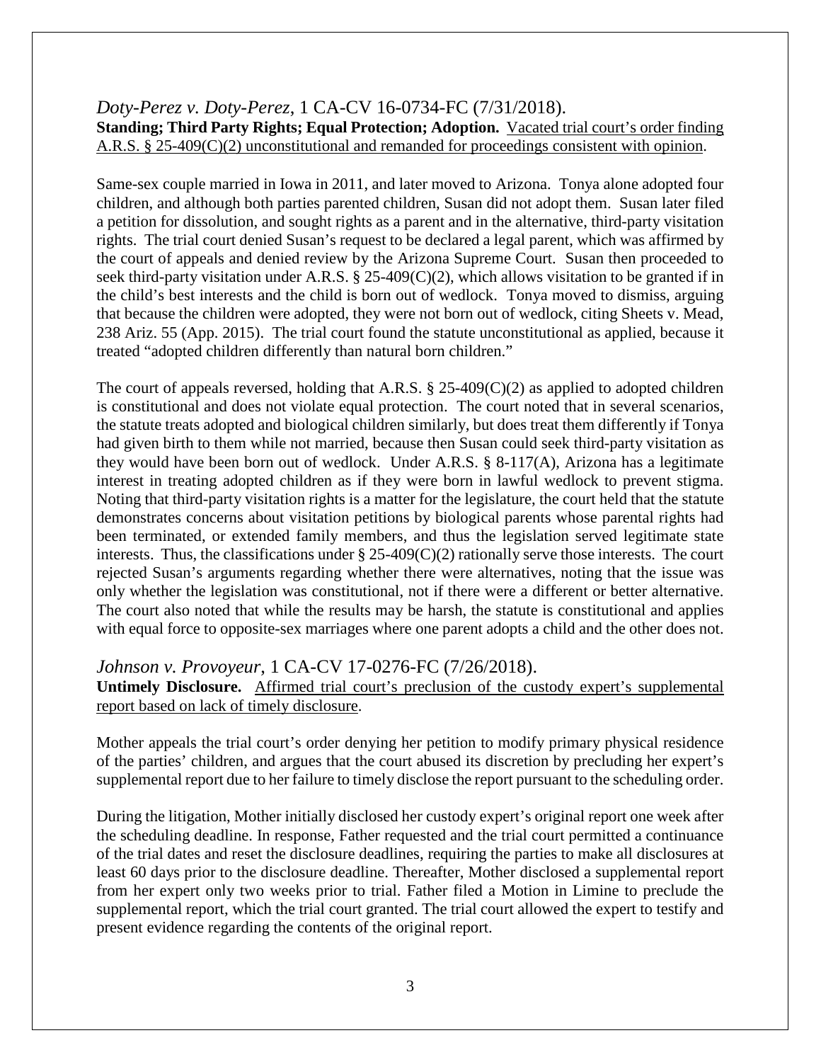*Doty-Perez v. Doty-Perez*, 1 CA-CV 16-0734-FC (7/31/2018).
**Standing; Third Party Rights; Equal Protection; Adoption.** <u>Vacated trial court's order finding A.R.S. § 25-409(C)(2) unconstitutional and remanded for proceedings consistent with opinion</u>.

Same-sex couple married in Iowa in 2011, and later moved to Arizona. Tonya alone adopted four children, and although both parties parented children, Susan did not adopt them. Susan later filed a petition for dissolution, and sought rights as a parent and in the alternative, third-party visitation rights. The trial court denied Susan's request to be declared a legal parent, which was affirmed by the court of appeals and denied review by the Arizona Supreme Court. Susan then proceeded to seek third-party visitation under A.R.S. § 25-409(C)(2), which allows visitation to be granted if in the child's best interests and the child is born out of wedlock. Tonya moved to dismiss, arguing that because the children were adopted, they were not born out of wedlock, citing Sheets v. Mead, 238 Ariz. 55 (App. 2015). The trial court found the statute unconstitutional as applied, because it treated "adopted children differently than natural born children."

The court of appeals reversed, holding that A.R.S. § 25-409(C)(2) as applied to adopted children is constitutional and does not violate equal protection. The court noted that in several scenarios, the statute treats adopted and biological children similarly, but does treat them differently if Tonya had given birth to them while not married, because then Susan could seek third-party visitation as they would have been born out of wedlock. Under A.R.S. § 8-117(A), Arizona has a legitimate interest in treating adopted children as if they were born in lawful wedlock to prevent stigma. Noting that third-party visitation rights is a matter for the legislature, the court held that the statute demonstrates concerns about visitation petitions by biological parents whose parental rights had been terminated, or extended family members, and thus the legislation served legitimate state interests. Thus, the classifications under § 25-409(C)(2) rationally serve those interests. The court rejected Susan's arguments regarding whether there were alternatives, noting that the issue was only whether the legislation was constitutional, not if there were a different or better alternative. The court also noted that while the results may be harsh, the statute is constitutional and applies with equal force to opposite-sex marriages where one parent adopts a child and the other does not.

*Johnson v. Provoyeur*, 1 CA-CV 17-0276-FC (7/26/2018).
**Untimely Disclosure.** <u>Affirmed trial court's preclusion of the custody expert's supplemental report based on lack of timely disclosure</u>.

Mother appeals the trial court's order denying her petition to modify primary physical residence of the parties' children, and argues that the court abused its discretion by precluding her expert's supplemental report due to her failure to timely disclose the report pursuant to the scheduling order.

During the litigation, Mother initially disclosed her custody expert's original report one week after the scheduling deadline. In response, Father requested and the trial court permitted a continuance of the trial dates and reset the disclosure deadlines, requiring the parties to make all disclosures at least 60 days prior to the disclosure deadline. Thereafter, Mother disclosed a supplemental report from her expert only two weeks prior to trial. Father filed a Motion in Limine to preclude the supplemental report, which the trial court granted. The trial court allowed the expert to testify and present evidence regarding the contents of the original report.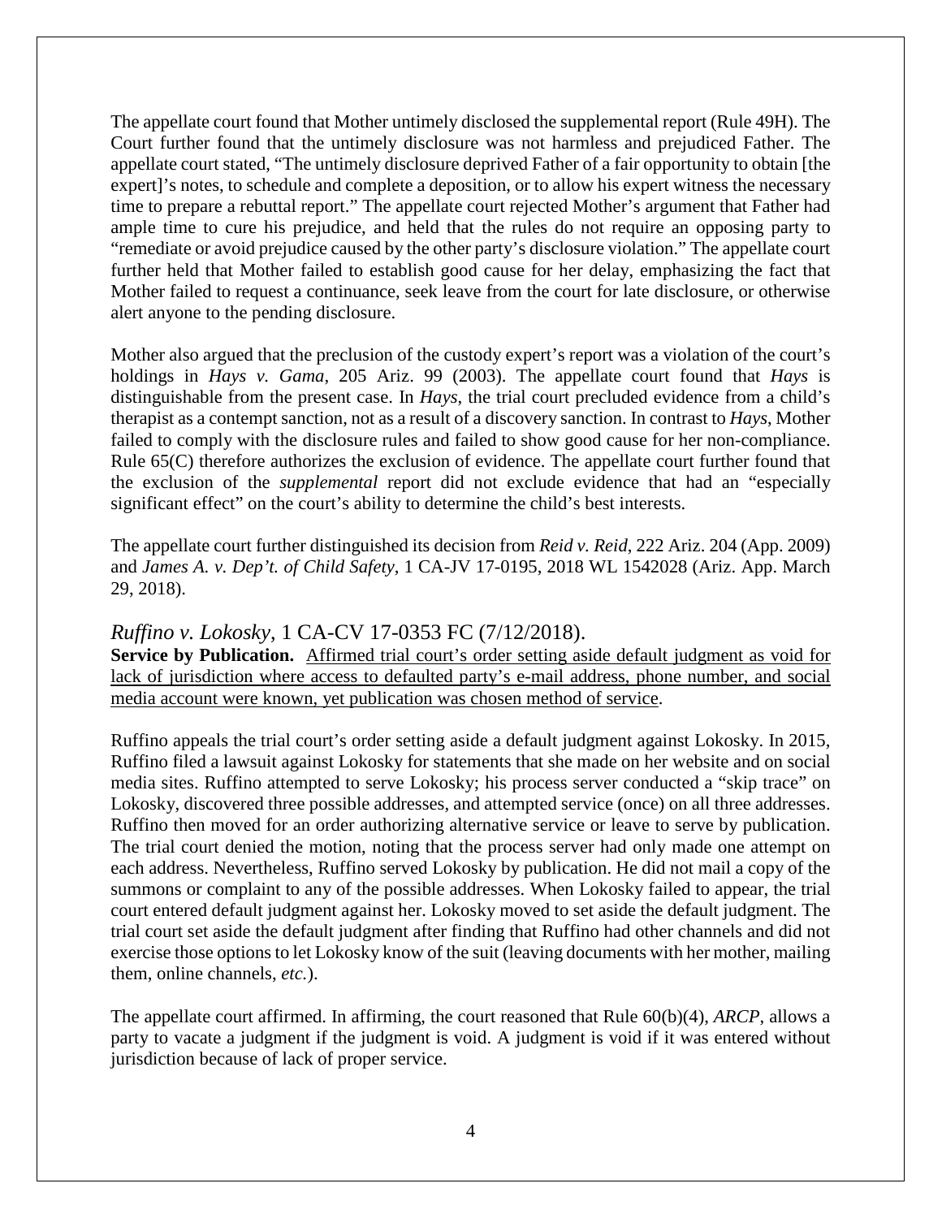The appellate court found that Mother untimely disclosed the supplemental report (Rule 49H). The Court further found that the untimely disclosure was not harmless and prejudiced Father. The appellate court stated, "The untimely disclosure deprived Father of a fair opportunity to obtain [the expert]'s notes, to schedule and complete a deposition, or to allow his expert witness the necessary time to prepare a rebuttal report." The appellate court rejected Mother's argument that Father had ample time to cure his prejudice, and held that the rules do not require an opposing party to "remediate or avoid prejudice caused by the other party's disclosure violation." The appellate court further held that Mother failed to establish good cause for her delay, emphasizing the fact that Mother failed to request a continuance, seek leave from the court for late disclosure, or otherwise alert anyone to the pending disclosure.

Mother also argued that the preclusion of the custody expert's report was a violation of the court's holdings in *Hays v. Gama*, 205 Ariz. 99 (2003). The appellate court found that *Hays* is distinguishable from the present case. In *Hays*, the trial court precluded evidence from a child's therapist as a contempt sanction, not as a result of a discovery sanction. In contrast to *Hays*, Mother failed to comply with the disclosure rules and failed to show good cause for her non-compliance. Rule 65(C) therefore authorizes the exclusion of evidence. The appellate court further found that the exclusion of the *supplemental* report did not exclude evidence that had an "especially significant effect" on the court's ability to determine the child's best interests.

The appellate court further distinguished its decision from *Reid v. Reid*, 222 Ariz. 204 (App. 2009) and *James A. v. Dep't. of Child Safety*, 1 CA-JV 17-0195, 2018 WL 1542028 (Ariz. App. March 29, 2018).

## *Ruffino v. Lokosky*, 1 CA-CV 17-0353 FC (7/12/2018).

**Service by Publication.** Affirmed trial court's order setting aside default judgment as void for lack of jurisdiction where access to defaulted party's e-mail address, phone number, and social media account were known, yet publication was chosen method of service.

Ruffino appeals the trial court's order setting aside a default judgment against Lokosky. In 2015, Ruffino filed a lawsuit against Lokosky for statements that she made on her website and on social media sites. Ruffino attempted to serve Lokosky; his process server conducted a "skip trace" on Lokosky, discovered three possible addresses, and attempted service (once) on all three addresses. Ruffino then moved for an order authorizing alternative service or leave to serve by publication. The trial court denied the motion, noting that the process server had only made one attempt on each address. Nevertheless, Ruffino served Lokosky by publication. He did not mail a copy of the summons or complaint to any of the possible addresses. When Lokosky failed to appear, the trial court entered default judgment against her. Lokosky moved to set aside the default judgment. The trial court set aside the default judgment after finding that Ruffino had other channels and did not exercise those options to let Lokosky know of the suit (leaving documents with her mother, mailing them, online channels, *etc.*).

The appellate court affirmed. In affirming, the court reasoned that Rule 60(b)(4), *ARCP*, allows a party to vacate a judgment if the judgment is void. A judgment is void if it was entered without jurisdiction because of lack of proper service.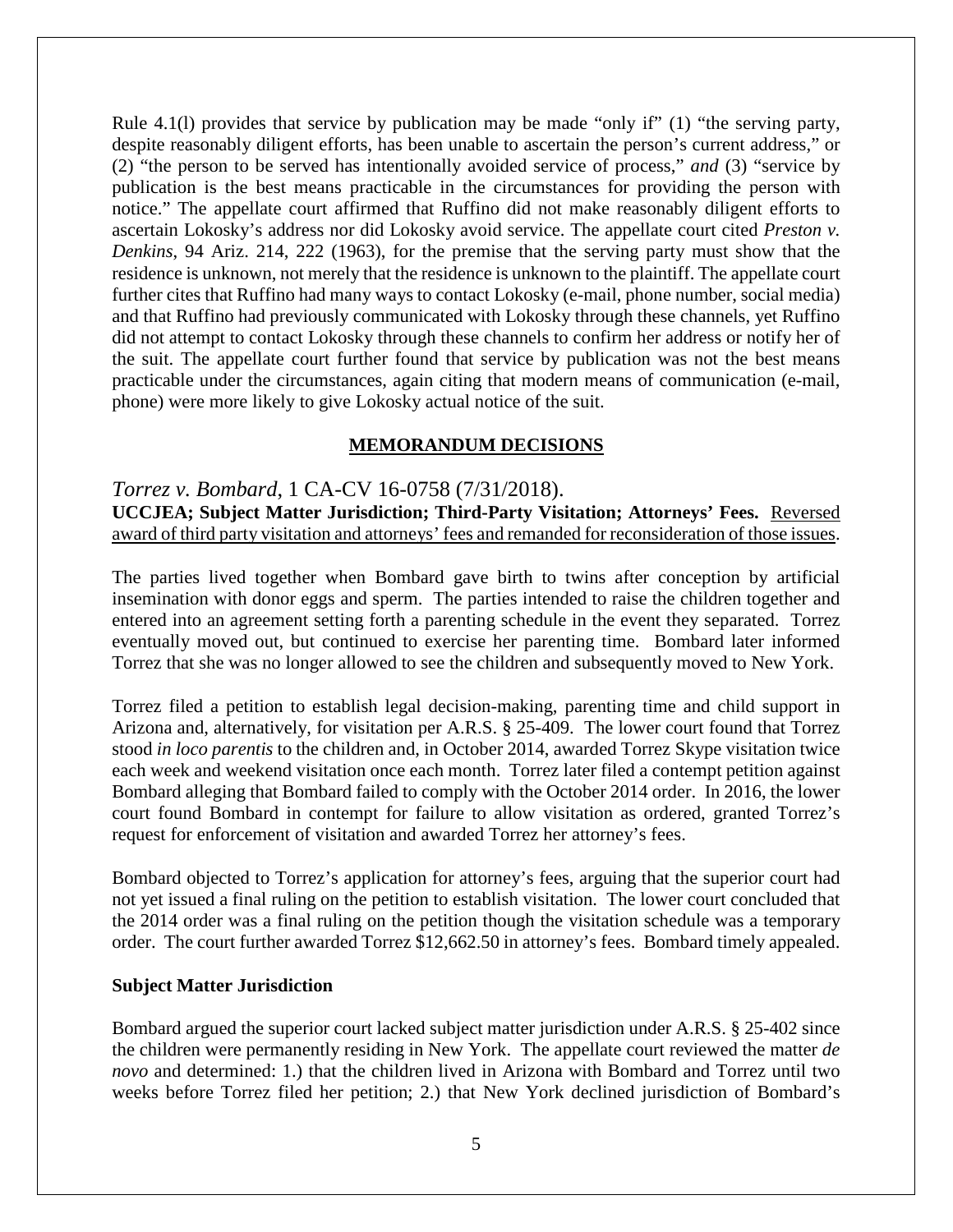Rule 4.1(l) provides that service by publication may be made "only if" (1) "the serving party, despite reasonably diligent efforts, has been unable to ascertain the person's current address," or (2) "the person to be served has intentionally avoided service of process," *and* (3) "service by publication is the best means practicable in the circumstances for providing the person with notice." The appellate court affirmed that Ruffino did not make reasonably diligent efforts to ascertain Lokosky's address nor did Lokosky avoid service. The appellate court cited *Preston v. Denkins*, 94 Ariz. 214, 222 (1963), for the premise that the serving party must show that the residence is unknown, not merely that the residence is unknown to the plaintiff. The appellate court further cites that Ruffino had many ways to contact Lokosky (e-mail, phone number, social media) and that Ruffino had previously communicated with Lokosky through these channels, yet Ruffino did not attempt to contact Lokosky through these channels to confirm her address or notify her of the suit. The appellate court further found that service by publication was not the best means practicable under the circumstances, again citing that modern means of communication (e-mail, phone) were more likely to give Lokosky actual notice of the suit.

## MEMORANDUM DECISIONS

### *Torrez v. Bombard*, 1 CA-CV 16-0758 (7/31/2018).

**UCCJEA; Subject Matter Jurisdiction; Third-Party Visitation; Attorneys' Fees.** Reversed award of third party visitation and attorneys' fees and remanded for reconsideration of those issues.

The parties lived together when Bombard gave birth to twins after conception by artificial insemination with donor eggs and sperm. The parties intended to raise the children together and entered into an agreement setting forth a parenting schedule in the event they separated. Torrez eventually moved out, but continued to exercise her parenting time. Bombard later informed Torrez that she was no longer allowed to see the children and subsequently moved to New York.

Torrez filed a petition to establish legal decision-making, parenting time and child support in Arizona and, alternatively, for visitation per A.R.S. § 25-409. The lower court found that Torrez stood *in loco parentis* to the children and, in October 2014, awarded Torrez Skype visitation twice each week and weekend visitation once each month. Torrez later filed a contempt petition against Bombard alleging that Bombard failed to comply with the October 2014 order. In 2016, the lower court found Bombard in contempt for failure to allow visitation as ordered, granted Torrez's request for enforcement of visitation and awarded Torrez her attorney's fees.

Bombard objected to Torrez's application for attorney's fees, arguing that the superior court had not yet issued a final ruling on the petition to establish visitation. The lower court concluded that the 2014 order was a final ruling on the petition though the visitation schedule was a temporary order. The court further awarded Torrez $12,662.50 in attorney's fees. Bombard timely appealed.

**Subject Matter Jurisdiction**

Bombard argued the superior court lacked subject matter jurisdiction under A.R.S. § 25-402 since the children were permanently residing in New York. The appellate court reviewed the matter *de novo* and determined: 1.) that the children lived in Arizona with Bombard and Torrez until two weeks before Torrez filed her petition; 2.) that New York declined jurisdiction of Bombard's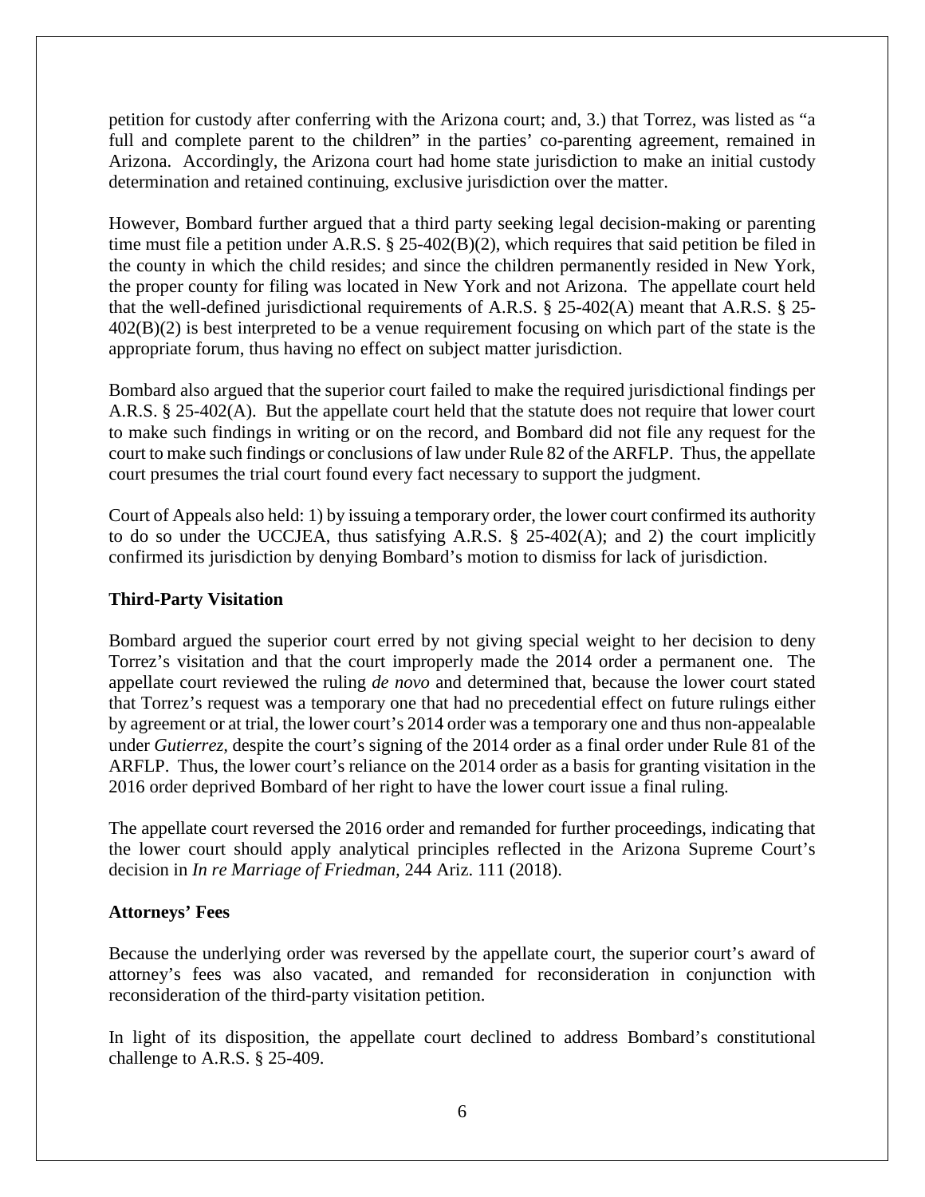petition for custody after conferring with the Arizona court; and, 3.) that Torrez, was listed as "a full and complete parent to the children" in the parties' co-parenting agreement, remained in Arizona. Accordingly, the Arizona court had home state jurisdiction to make an initial custody determination and retained continuing, exclusive jurisdiction over the matter.

However, Bombard further argued that a third party seeking legal decision-making or parenting time must file a petition under A.R.S. § 25-402(B)(2), which requires that said petition be filed in the county in which the child resides; and since the children permanently resided in New York, the proper county for filing was located in New York and not Arizona. The appellate court held that the well-defined jurisdictional requirements of A.R.S. § 25-402(A) meant that A.R.S. § 25-402(B)(2) is best interpreted to be a venue requirement focusing on which part of the state is the appropriate forum, thus having no effect on subject matter jurisdiction.

Bombard also argued that the superior court failed to make the required jurisdictional findings per A.R.S. § 25-402(A). But the appellate court held that the statute does not require that lower court to make such findings in writing or on the record, and Bombard did not file any request for the court to make such findings or conclusions of law under Rule 82 of the ARFLP. Thus, the appellate court presumes the trial court found every fact necessary to support the judgment.

Court of Appeals also held: 1) by issuing a temporary order, the lower court confirmed its authority to do so under the UCCJEA, thus satisfying A.R.S. § 25-402(A); and 2) the court implicitly confirmed its jurisdiction by denying Bombard's motion to dismiss for lack of jurisdiction.

**Third-Party Visitation**

Bombard argued the superior court erred by not giving special weight to her decision to deny Torrez's visitation and that the court improperly made the 2014 order a permanent one. The appellate court reviewed the ruling *de novo* and determined that, because the lower court stated that Torrez's request was a temporary one that had no precedential effect on future rulings either by agreement or at trial, the lower court's 2014 order was a temporary one and thus non-appealable under *Gutierrez*, despite the court's signing of the 2014 order as a final order under Rule 81 of the ARFLP. Thus, the lower court's reliance on the 2014 order as a basis for granting visitation in the 2016 order deprived Bombard of her right to have the lower court issue a final ruling.

The appellate court reversed the 2016 order and remanded for further proceedings, indicating that the lower court should apply analytical principles reflected in the Arizona Supreme Court's decision in *In re Marriage of Friedman*, 244 Ariz. 111 (2018).

**Attorneys' Fees**

Because the underlying order was reversed by the appellate court, the superior court's award of attorney's fees was also vacated, and remanded for reconsideration in conjunction with reconsideration of the third-party visitation petition.

In light of its disposition, the appellate court declined to address Bombard's constitutional challenge to A.R.S. § 25-409.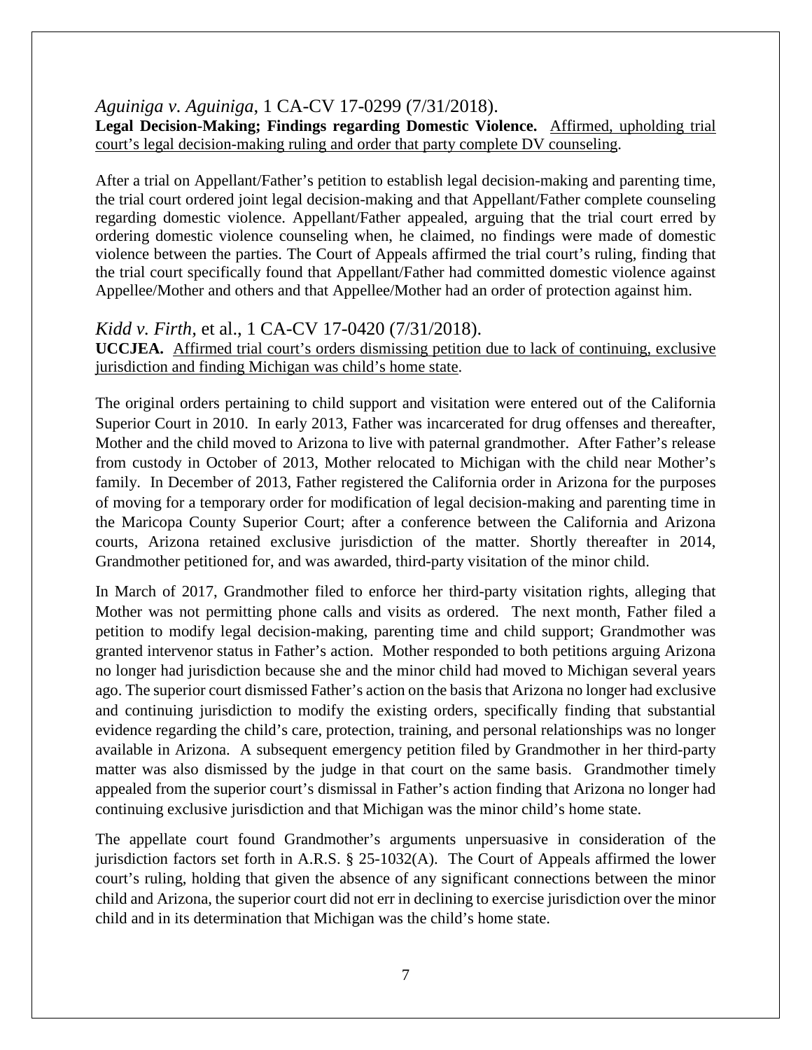*Aguiniga v. Aguiniga*, 1 CA-CV 17-0299 (7/31/2018).
**Legal Decision-Making; Findings regarding Domestic Violence.** <u>Affirmed, upholding trial court's legal decision-making ruling and order that party complete DV counseling</u>.

After a trial on Appellant/Father's petition to establish legal decision-making and parenting time, the trial court ordered joint legal decision-making and that Appellant/Father complete counseling regarding domestic violence. Appellant/Father appealed, arguing that the trial court erred by ordering domestic violence counseling when, he claimed, no findings were made of domestic violence between the parties. The Court of Appeals affirmed the trial court's ruling, finding that the trial court specifically found that Appellant/Father had committed domestic violence against Appellee/Mother and others and that Appellee/Mother had an order of protection against him.

*Kidd v. Firth*, et al., 1 CA-CV 17-0420 (7/31/2018).
**UCCJEA.** <u>Affirmed trial court's orders dismissing petition due to lack of continuing, exclusive jurisdiction and finding Michigan was child's home state</u>.

The original orders pertaining to child support and visitation were entered out of the California Superior Court in 2010. In early 2013, Father was incarcerated for drug offenses and thereafter, Mother and the child moved to Arizona to live with paternal grandmother. After Father's release from custody in October of 2013, Mother relocated to Michigan with the child near Mother's family. In December of 2013, Father registered the California order in Arizona for the purposes of moving for a temporary order for modification of legal decision-making and parenting time in the Maricopa County Superior Court; after a conference between the California and Arizona courts, Arizona retained exclusive jurisdiction of the matter. Shortly thereafter in 2014, Grandmother petitioned for, and was awarded, third-party visitation of the minor child.

In March of 2017, Grandmother filed to enforce her third-party visitation rights, alleging that Mother was not permitting phone calls and visits as ordered. The next month, Father filed a petition to modify legal decision-making, parenting time and child support; Grandmother was granted intervenor status in Father's action. Mother responded to both petitions arguing Arizona no longer had jurisdiction because she and the minor child had moved to Michigan several years ago. The superior court dismissed Father's action on the basis that Arizona no longer had exclusive and continuing jurisdiction to modify the existing orders, specifically finding that substantial evidence regarding the child's care, protection, training, and personal relationships was no longer available in Arizona. A subsequent emergency petition filed by Grandmother in her third-party matter was also dismissed by the judge in that court on the same basis. Grandmother timely appealed from the superior court's dismissal in Father's action finding that Arizona no longer had continuing exclusive jurisdiction and that Michigan was the minor child's home state.

The appellate court found Grandmother's arguments unpersuasive in consideration of the jurisdiction factors set forth in A.R.S. § 25-1032(A). The Court of Appeals affirmed the lower court's ruling, holding that given the absence of any significant connections between the minor child and Arizona, the superior court did not err in declining to exercise jurisdiction over the minor child and in its determination that Michigan was the child's home state.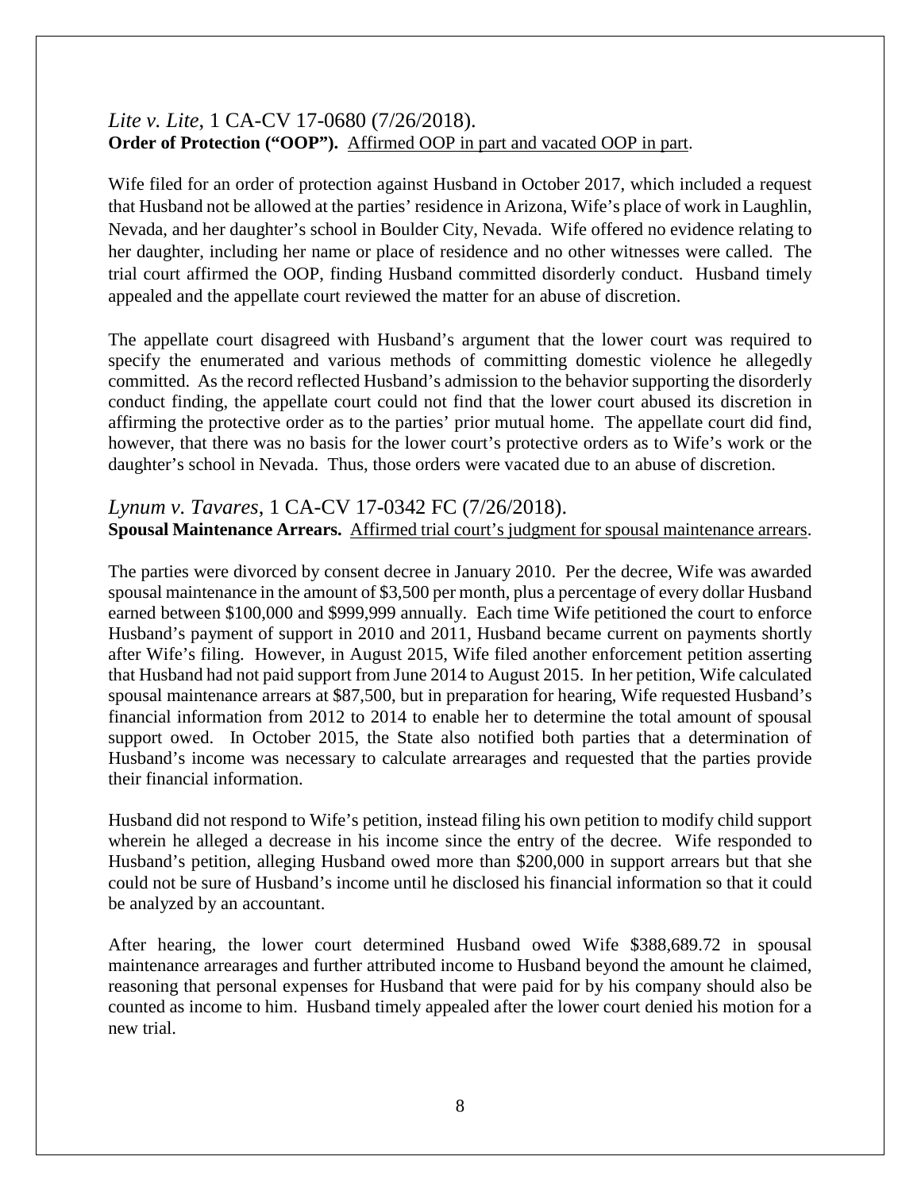*Lite v. Lite*, 1 CA-CV 17-0680 (7/26/2018).
**Order of Protection ("OOP").** Affirmed OOP in part and vacated OOP in part.

Wife filed for an order of protection against Husband in October 2017, which included a request that Husband not be allowed at the parties' residence in Arizona, Wife's place of work in Laughlin, Nevada, and her daughter's school in Boulder City, Nevada. Wife offered no evidence relating to her daughter, including her name or place of residence and no other witnesses were called. The trial court affirmed the OOP, finding Husband committed disorderly conduct. Husband timely appealed and the appellate court reviewed the matter for an abuse of discretion.

The appellate court disagreed with Husband's argument that the lower court was required to specify the enumerated and various methods of committing domestic violence he allegedly committed. As the record reflected Husband's admission to the behavior supporting the disorderly conduct finding, the appellate court could not find that the lower court abused its discretion in affirming the protective order as to the parties' prior mutual home. The appellate court did find, however, that there was no basis for the lower court's protective orders as to Wife's work or the daughter's school in Nevada. Thus, those orders were vacated due to an abuse of discretion.

*Lynum v. Tavares*, 1 CA-CV 17-0342 FC (7/26/2018).
**Spousal Maintenance Arrears.** Affirmed trial court's judgment for spousal maintenance arrears.

The parties were divorced by consent decree in January 2010. Per the decree, Wife was awarded spousal maintenance in the amount of $3,500 per month, plus a percentage of every dollar Husband earned between $100,000 and $999,999 annually. Each time Wife petitioned the court to enforce Husband's payment of support in 2010 and 2011, Husband became current on payments shortly after Wife's filing. However, in August 2015, Wife filed another enforcement petition asserting that Husband had not paid support from June 2014 to August 2015. In her petition, Wife calculated spousal maintenance arrears at $87,500, but in preparation for hearing, Wife requested Husband's financial information from 2012 to 2014 to enable her to determine the total amount of spousal support owed. In October 2015, the State also notified both parties that a determination of Husband's income was necessary to calculate arrearages and requested that the parties provide their financial information.

Husband did not respond to Wife's petition, instead filing his own petition to modify child support wherein he alleged a decrease in his income since the entry of the decree. Wife responded to Husband's petition, alleging Husband owed more than $200,000 in support arrears but that she could not be sure of Husband's income until he disclosed his financial information so that it could be analyzed by an accountant.

After hearing, the lower court determined Husband owed Wife $388,689.72 in spousal maintenance arrearages and further attributed income to Husband beyond the amount he claimed, reasoning that personal expenses for Husband that were paid for by his company should also be counted as income to him. Husband timely appealed after the lower court denied his motion for a new trial.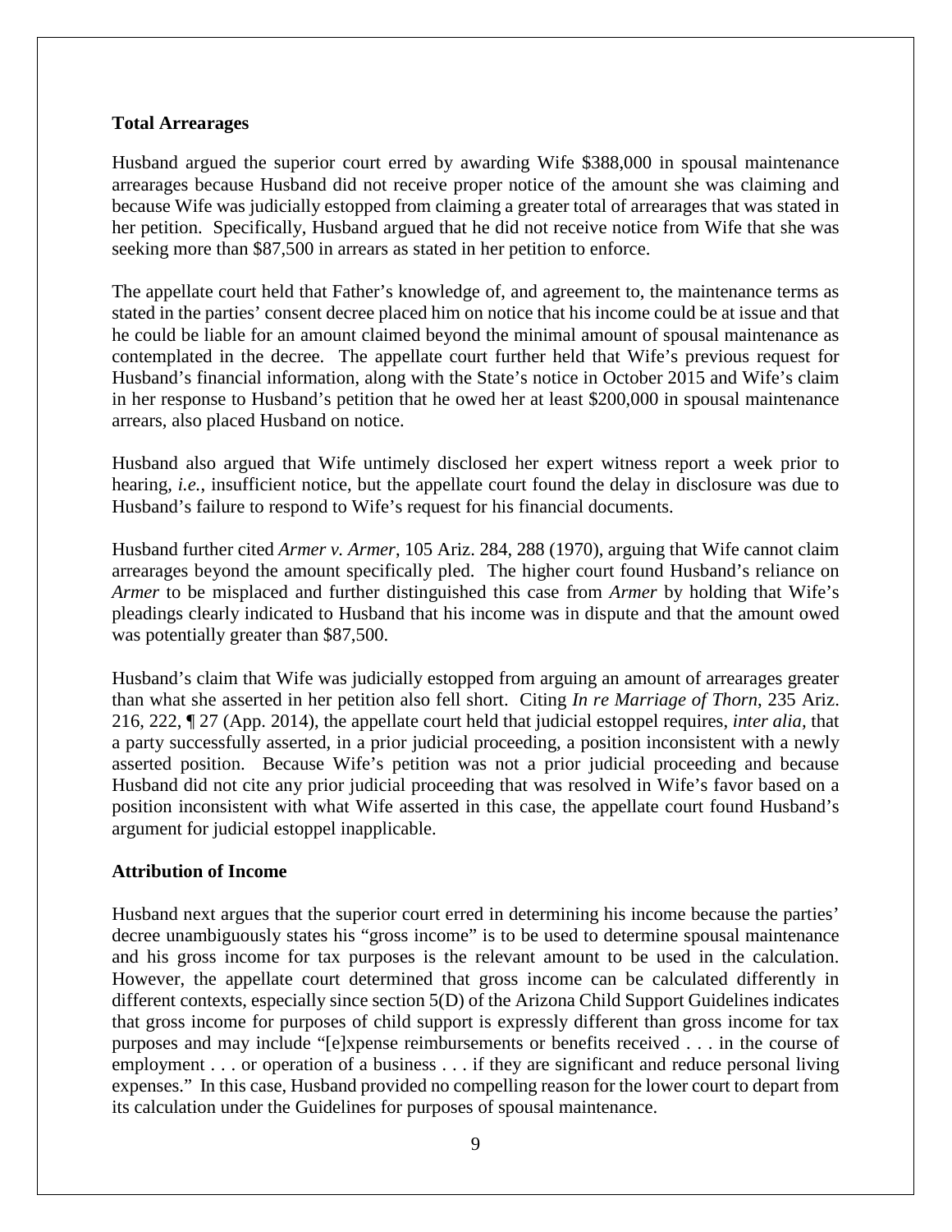**Total Arrearages**

Husband argued the superior court erred by awarding Wife $388,000 in spousal maintenance arrearages because Husband did not receive proper notice of the amount she was claiming and because Wife was judicially estopped from claiming a greater total of arrearages that was stated in her petition. Specifically, Husband argued that he did not receive notice from Wife that she was seeking more than $87,500 in arrears as stated in her petition to enforce.

The appellate court held that Father's knowledge of, and agreement to, the maintenance terms as stated in the parties' consent decree placed him on notice that his income could be at issue and that he could be liable for an amount claimed beyond the minimal amount of spousal maintenance as contemplated in the decree. The appellate court further held that Wife's previous request for Husband's financial information, along with the State's notice in October 2015 and Wife's claim in her response to Husband's petition that he owed her at least $200,000 in spousal maintenance arrears, also placed Husband on notice.

Husband also argued that Wife untimely disclosed her expert witness report a week prior to hearing, *i.e.*, insufficient notice, but the appellate court found the delay in disclosure was due to Husband's failure to respond to Wife's request for his financial documents.

Husband further cited *Armer v. Armer*, 105 Ariz. 284, 288 (1970), arguing that Wife cannot claim arrearages beyond the amount specifically pled. The higher court found Husband's reliance on *Armer* to be misplaced and further distinguished this case from *Armer* by holding that Wife's pleadings clearly indicated to Husband that his income was in dispute and that the amount owed was potentially greater than $87,500.

Husband's claim that Wife was judicially estopped from arguing an amount of arrearages greater than what she asserted in her petition also fell short. Citing *In re Marriage of Thorn*, 235 Ariz. 216, 222, ¶ 27 (App. 2014), the appellate court held that judicial estoppel requires, *inter alia*, that a party successfully asserted, in a prior judicial proceeding, a position inconsistent with a newly asserted position. Because Wife's petition was not a prior judicial proceeding and because Husband did not cite any prior judicial proceeding that was resolved in Wife's favor based on a position inconsistent with what Wife asserted in this case, the appellate court found Husband's argument for judicial estoppel inapplicable.

**Attribution of Income**

Husband next argues that the superior court erred in determining his income because the parties' decree unambiguously states his "gross income" is to be used to determine spousal maintenance and his gross income for tax purposes is the relevant amount to be used in the calculation. However, the appellate court determined that gross income can be calculated differently in different contexts, especially since section 5(D) of the Arizona Child Support Guidelines indicates that gross income for purposes of child support is expressly different than gross income for tax purposes and may include "[e]xpense reimbursements or benefits received . . . in the course of employment . . . or operation of a business . . . if they are significant and reduce personal living expenses." In this case, Husband provided no compelling reason for the lower court to depart from its calculation under the Guidelines for purposes of spousal maintenance.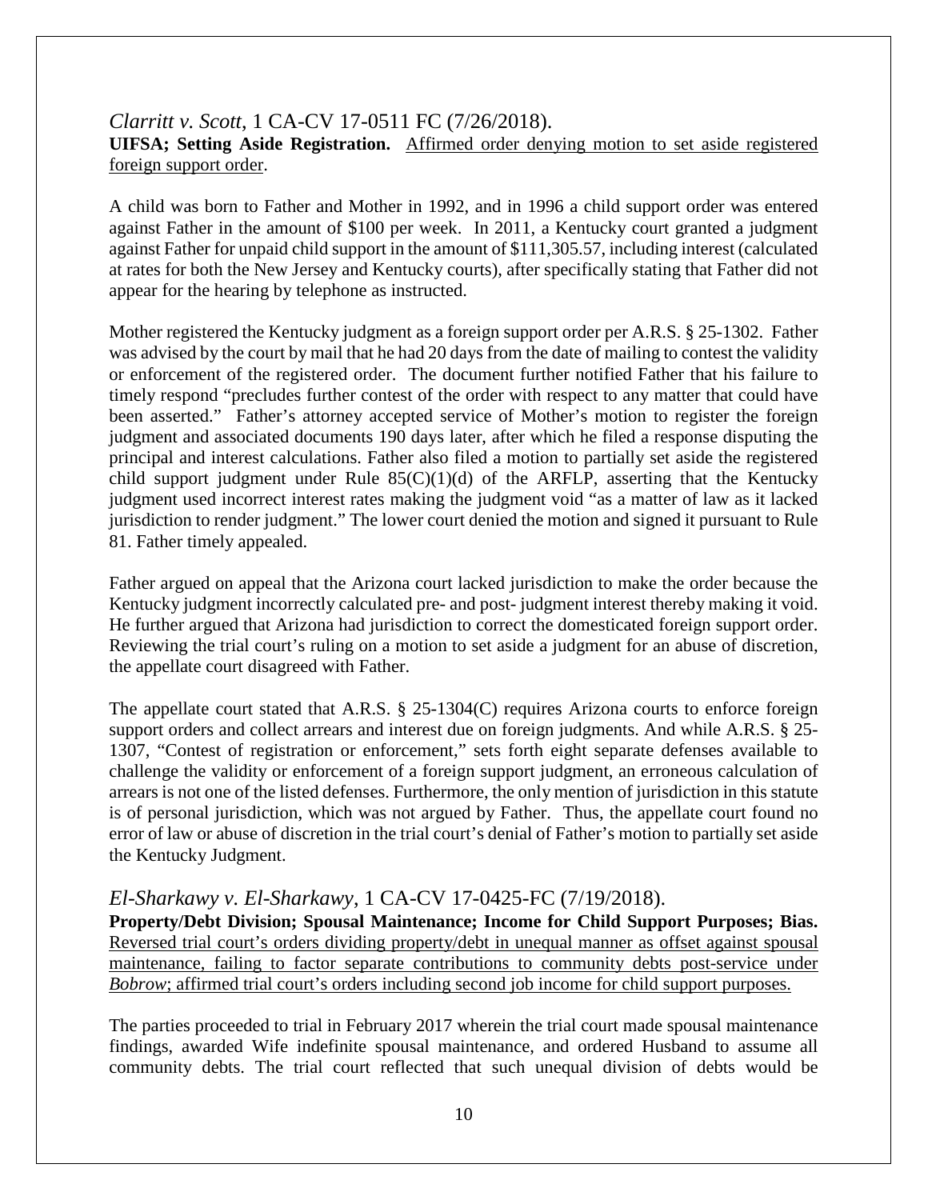*Clarritt v. Scott*, 1 CA-CV 17-0511 FC (7/26/2018).

**UIFSA; Setting Aside Registration.** Affirmed order denying motion to set aside registered foreign support order.

A child was born to Father and Mother in 1992, and in 1996 a child support order was entered against Father in the amount of $100 per week. In 2011, a Kentucky court granted a judgment against Father for unpaid child support in the amount of $111,305.57, including interest (calculated at rates for both the New Jersey and Kentucky courts), after specifically stating that Father did not appear for the hearing by telephone as instructed.

Mother registered the Kentucky judgment as a foreign support order per A.R.S. § 25-1302. Father was advised by the court by mail that he had 20 days from the date of mailing to contest the validity or enforcement of the registered order. The document further notified Father that his failure to timely respond "precludes further contest of the order with respect to any matter that could have been asserted." Father's attorney accepted service of Mother's motion to register the foreign judgment and associated documents 190 days later, after which he filed a response disputing the principal and interest calculations. Father also filed a motion to partially set aside the registered child support judgment under Rule 85(C)(1)(d) of the ARFLP, asserting that the Kentucky judgment used incorrect interest rates making the judgment void "as a matter of law as it lacked jurisdiction to render judgment." The lower court denied the motion and signed it pursuant to Rule 81. Father timely appealed.

Father argued on appeal that the Arizona court lacked jurisdiction to make the order because the Kentucky judgment incorrectly calculated pre- and post- judgment interest thereby making it void. He further argued that Arizona had jurisdiction to correct the domesticated foreign support order. Reviewing the trial court's ruling on a motion to set aside a judgment for an abuse of discretion, the appellate court disagreed with Father.

The appellate court stated that A.R.S. § 25-1304(C) requires Arizona courts to enforce foreign support orders and collect arrears and interest due on foreign judgments. And while A.R.S. § 25-1307, "Contest of registration or enforcement," sets forth eight separate defenses available to challenge the validity or enforcement of a foreign support judgment, an erroneous calculation of arrears is not one of the listed defenses. Furthermore, the only mention of jurisdiction in this statute is of personal jurisdiction, which was not argued by Father. Thus, the appellate court found no error of law or abuse of discretion in the trial court's denial of Father's motion to partially set aside the Kentucky Judgment.

*El-Sharkawy v. El-Sharkawy*, 1 CA-CV 17-0425-FC (7/19/2018).

**Property/Debt Division; Spousal Maintenance; Income for Child Support Purposes; Bias.** Reversed trial court's orders dividing property/debt in unequal manner as offset against spousal maintenance, failing to factor separate contributions to community debts post-service under *Bobrow*; affirmed trial court's orders including second job income for child support purposes.

The parties proceeded to trial in February 2017 wherein the trial court made spousal maintenance findings, awarded Wife indefinite spousal maintenance, and ordered Husband to assume all community debts. The trial court reflected that such unequal division of debts would be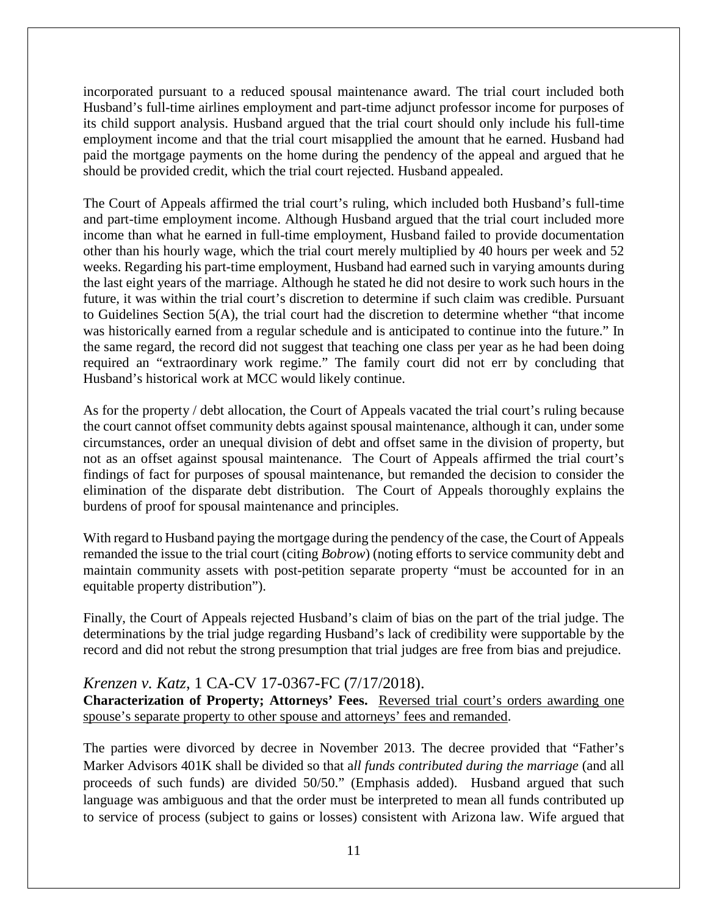incorporated pursuant to a reduced spousal maintenance award. The trial court included both Husband's full-time airlines employment and part-time adjunct professor income for purposes of its child support analysis. Husband argued that the trial court should only include his full-time employment income and that the trial court misapplied the amount that he earned. Husband had paid the mortgage payments on the home during the pendency of the appeal and argued that he should be provided credit, which the trial court rejected. Husband appealed.

The Court of Appeals affirmed the trial court's ruling, which included both Husband's full-time and part-time employment income. Although Husband argued that the trial court included more income than what he earned in full-time employment, Husband failed to provide documentation other than his hourly wage, which the trial court merely multiplied by 40 hours per week and 52 weeks. Regarding his part-time employment, Husband had earned such in varying amounts during the last eight years of the marriage. Although he stated he did not desire to work such hours in the future, it was within the trial court's discretion to determine if such claim was credible. Pursuant to Guidelines Section 5(A), the trial court had the discretion to determine whether "that income was historically earned from a regular schedule and is anticipated to continue into the future." In the same regard, the record did not suggest that teaching one class per year as he had been doing required an "extraordinary work regime." The family court did not err by concluding that Husband's historical work at MCC would likely continue.

As for the property / debt allocation, the Court of Appeals vacated the trial court's ruling because the court cannot offset community debts against spousal maintenance, although it can, under some circumstances, order an unequal division of debt and offset same in the division of property, but not as an offset against spousal maintenance. The Court of Appeals affirmed the trial court's findings of fact for purposes of spousal maintenance, but remanded the decision to consider the elimination of the disparate debt distribution. The Court of Appeals thoroughly explains the burdens of proof for spousal maintenance and principles.

With regard to Husband paying the mortgage during the pendency of the case, the Court of Appeals remanded the issue to the trial court (citing *Bobrow*) (noting efforts to service community debt and maintain community assets with post-petition separate property "must be accounted for in an equitable property distribution").

Finally, the Court of Appeals rejected Husband's claim of bias on the part of the trial judge. The determinations by the trial judge regarding Husband's lack of credibility were supportable by the record and did not rebut the strong presumption that trial judges are free from bias and prejudice.

### *Krenzen v. Katz*, 1 CA-CV 17-0367-FC (7/17/2018).

**Characterization of Property; Attorneys' Fees.** Reversed trial court's orders awarding one spouse's separate property to other spouse and attorneys' fees and remanded.

The parties were divorced by decree in November 2013. The decree provided that "Father's Marker Advisors 401K shall be divided so that a*ll funds contributed during the marriage* (and all proceeds of such funds) are divided 50/50." (Emphasis added). Husband argued that such language was ambiguous and that the order must be interpreted to mean all funds contributed up to service of process (subject to gains or losses) consistent with Arizona law. Wife argued that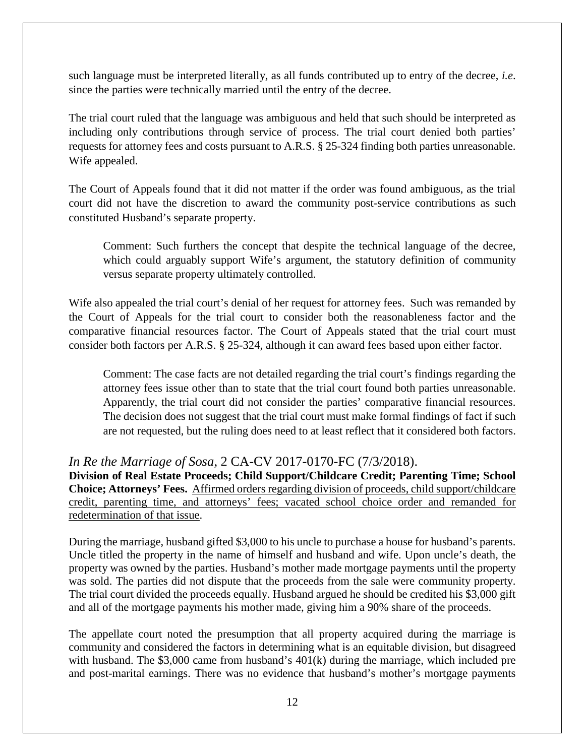such language must be interpreted literally, as all funds contributed up to entry of the decree, *i.e*. since the parties were technically married until the entry of the decree.

The trial court ruled that the language was ambiguous and held that such should be interpreted as including only contributions through service of process. The trial court denied both parties' requests for attorney fees and costs pursuant to A.R.S. § 25-324 finding both parties unreasonable. Wife appealed.

The Court of Appeals found that it did not matter if the order was found ambiguous, as the trial court did not have the discretion to award the community post-service contributions as such constituted Husband's separate property.

> Comment: Such furthers the concept that despite the technical language of the decree, which could arguably support Wife's argument, the statutory definition of community versus separate property ultimately controlled.

Wife also appealed the trial court's denial of her request for attorney fees. Such was remanded by the Court of Appeals for the trial court to consider both the reasonableness factor and the comparative financial resources factor. The Court of Appeals stated that the trial court must consider both factors per A.R.S. § 25-324, although it can award fees based upon either factor.

> Comment: The case facts are not detailed regarding the trial court's findings regarding the attorney fees issue other than to state that the trial court found both parties unreasonable. Apparently, the trial court did not consider the parties' comparative financial resources. The decision does not suggest that the trial court must make formal findings of fact if such are not requested, but the ruling does need to at least reflect that it considered both factors.

## *In Re the Marriage of Sosa,* 2 CA-CV 2017-0170-FC (7/3/2018).

**Division of Real Estate Proceeds; Child Support/Childcare Credit; Parenting Time; School Choice; Attorneys' Fees.** <u>Affirmed orders regarding division of proceeds, child support/childcare credit, parenting time, and attorneys' fees; vacated school choice order and remanded for redetermination of that issue</u>.

During the marriage, husband gifted \$3,000 to his uncle to purchase a house for husband's parents. Uncle titled the property in the name of himself and husband and wife. Upon uncle's death, the property was owned by the parties. Husband's mother made mortgage payments until the property was sold. The parties did not dispute that the proceeds from the sale were community property. The trial court divided the proceeds equally. Husband argued he should be credited his \$3,000 gift and all of the mortgage payments his mother made, giving him a 90% share of the proceeds.

The appellate court noted the presumption that all property acquired during the marriage is community and considered the factors in determining what is an equitable division, but disagreed with husband. The \$3,000 came from husband's 401(k) during the marriage, which included pre and post-marital earnings. There was no evidence that husband's mother's mortgage payments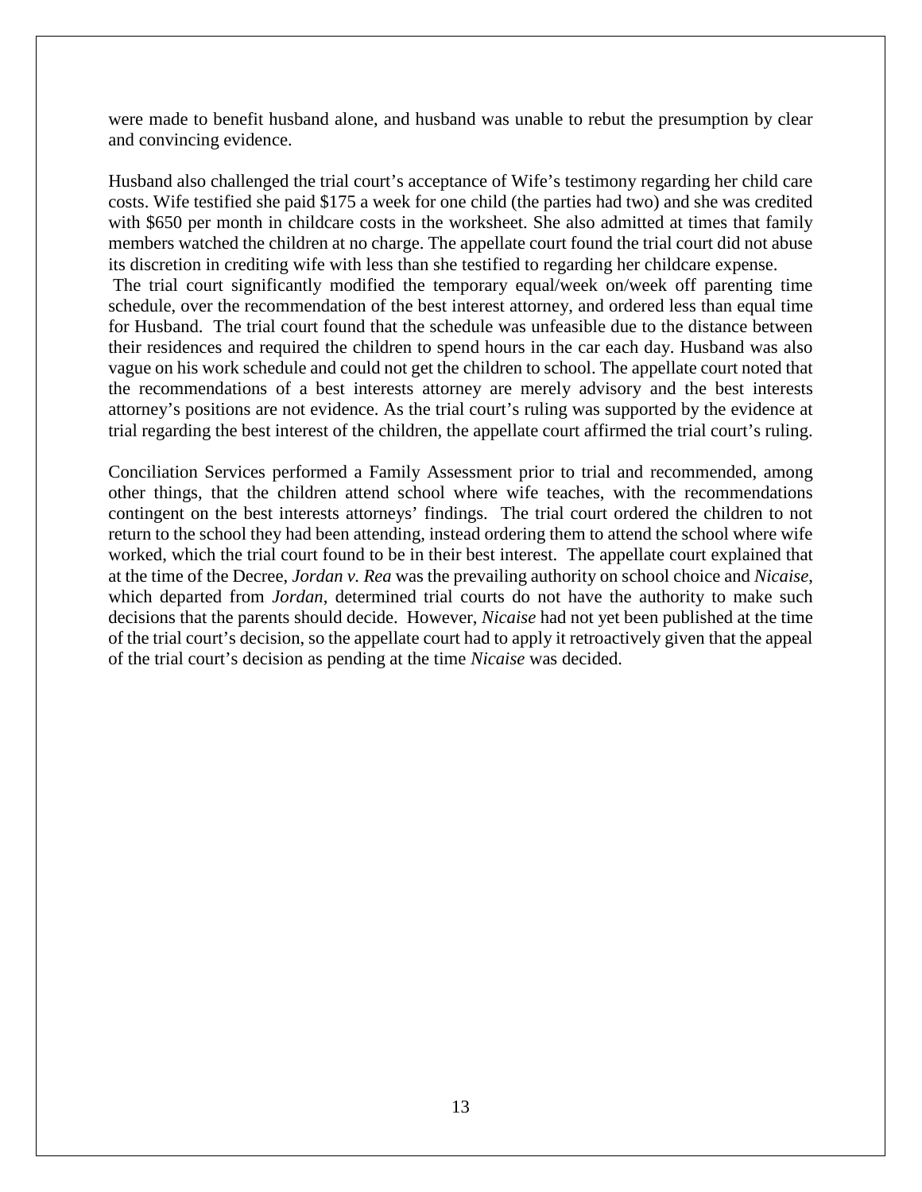were made to benefit husband alone, and husband was unable to rebut the presumption by clear and convincing evidence.

Husband also challenged the trial court's acceptance of Wife's testimony regarding her child care costs. Wife testified she paid $175 a week for one child (the parties had two) and she was credited with $650 per month in childcare costs in the worksheet. She also admitted at times that family members watched the children at no charge. The appellate court found the trial court did not abuse its discretion in crediting wife with less than she testified to regarding her childcare expense.

The trial court significantly modified the temporary equal/week on/week off parenting time schedule, over the recommendation of the best interest attorney, and ordered less than equal time for Husband. The trial court found that the schedule was unfeasible due to the distance between their residences and required the children to spend hours in the car each day. Husband was also vague on his work schedule and could not get the children to school. The appellate court noted that the recommendations of a best interests attorney are merely advisory and the best interests attorney's positions are not evidence. As the trial court's ruling was supported by the evidence at trial regarding the best interest of the children, the appellate court affirmed the trial court's ruling.

Conciliation Services performed a Family Assessment prior to trial and recommended, among other things, that the children attend school where wife teaches, with the recommendations contingent on the best interests attorneys' findings. The trial court ordered the children to not return to the school they had been attending, instead ordering them to attend the school where wife worked, which the trial court found to be in their best interest. The appellate court explained that at the time of the Decree, *Jordan v. Rea* was the prevailing authority on school choice and *Nicaise*, which departed from *Jordan*, determined trial courts do not have the authority to make such decisions that the parents should decide. However, *Nicaise* had not yet been published at the time of the trial court's decision, so the appellate court had to apply it retroactively given that the appeal of the trial court's decision as pending at the time *Nicaise* was decided.